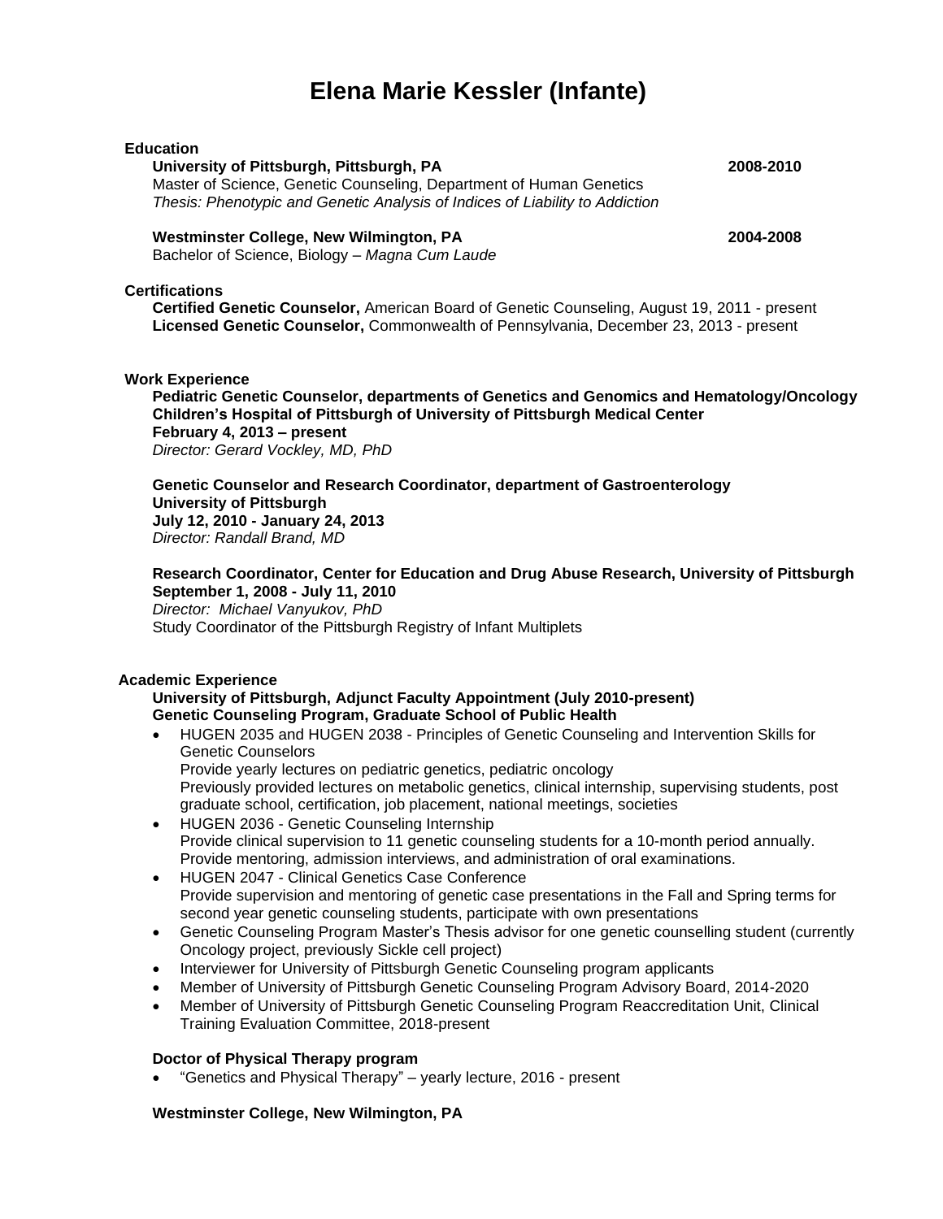# Elena Marie Kessler (Infante)

## Education

**University of Pittsburgh, Pittsburgh, PA** **2008-2010**
Master of Science, Genetic Counseling, Department of Human Genetics
*Thesis: Phenotypic and Genetic Analysis of Indices of Liability to Addiction*

**Westminster College, New Wilmington, PA** **2004-2008**
Bachelor of Science, Biology – *Magna Cum Laude*

## Certifications

**Certified Genetic Counselor,** American Board of Genetic Counseling, August 19, 2011 - present
**Licensed Genetic Counselor,** Commonwealth of Pennsylvania, December 23, 2013 - present

## Work Experience

**Pediatric Genetic Counselor, departments of Genetics and Genomics and Hematology/Oncology**
**Children's Hospital of Pittsburgh of University of Pittsburgh Medical Center**
**February 4, 2013 – present**
*Director: Gerard Vockley, MD, PhD*

**Genetic Counselor and Research Coordinator, department of Gastroenterology**
**University of Pittsburgh**
**July 12, 2010 - January 24, 2013**
*Director: Randall Brand, MD*

**Research Coordinator, Center for Education and Drug Abuse Research, University of Pittsburgh**
**September 1, 2008 - July 11, 2010**
*Director: Michael Vanyukov, PhD*
Study Coordinator of the Pittsburgh Registry of Infant Multiplets

## Academic Experience

**University of Pittsburgh, Adjunct Faculty Appointment (July 2010-present)**
**Genetic Counseling Program, Graduate School of Public Health**

- HUGEN 2035 and HUGEN 2038 - Principles of Genetic Counseling and Intervention Skills for Genetic Counselors
  Provide yearly lectures on pediatric genetics, pediatric oncology
  Previously provided lectures on metabolic genetics, clinical internship, supervising students, post graduate school, certification, job placement, national meetings, societies
- HUGEN 2036 - Genetic Counseling Internship
  Provide clinical supervision to 11 genetic counseling students for a 10-month period annually.
  Provide mentoring, admission interviews, and administration of oral examinations.
- HUGEN 2047 - Clinical Genetics Case Conference
  Provide supervision and mentoring of genetic case presentations in the Fall and Spring terms for second year genetic counseling students, participate with own presentations
- Genetic Counseling Program Master's Thesis advisor for one genetic counselling student (currently Oncology project, previously Sickle cell project)
- Interviewer for University of Pittsburgh Genetic Counseling program applicants
- Member of University of Pittsburgh Genetic Counseling Program Advisory Board, 2014-2020
- Member of University of Pittsburgh Genetic Counseling Program Reaccreditation Unit, Clinical Training Evaluation Committee, 2018-present

**Doctor of Physical Therapy program**

- "Genetics and Physical Therapy" – yearly lecture, 2016 - present

**Westminster College, New Wilmington, PA**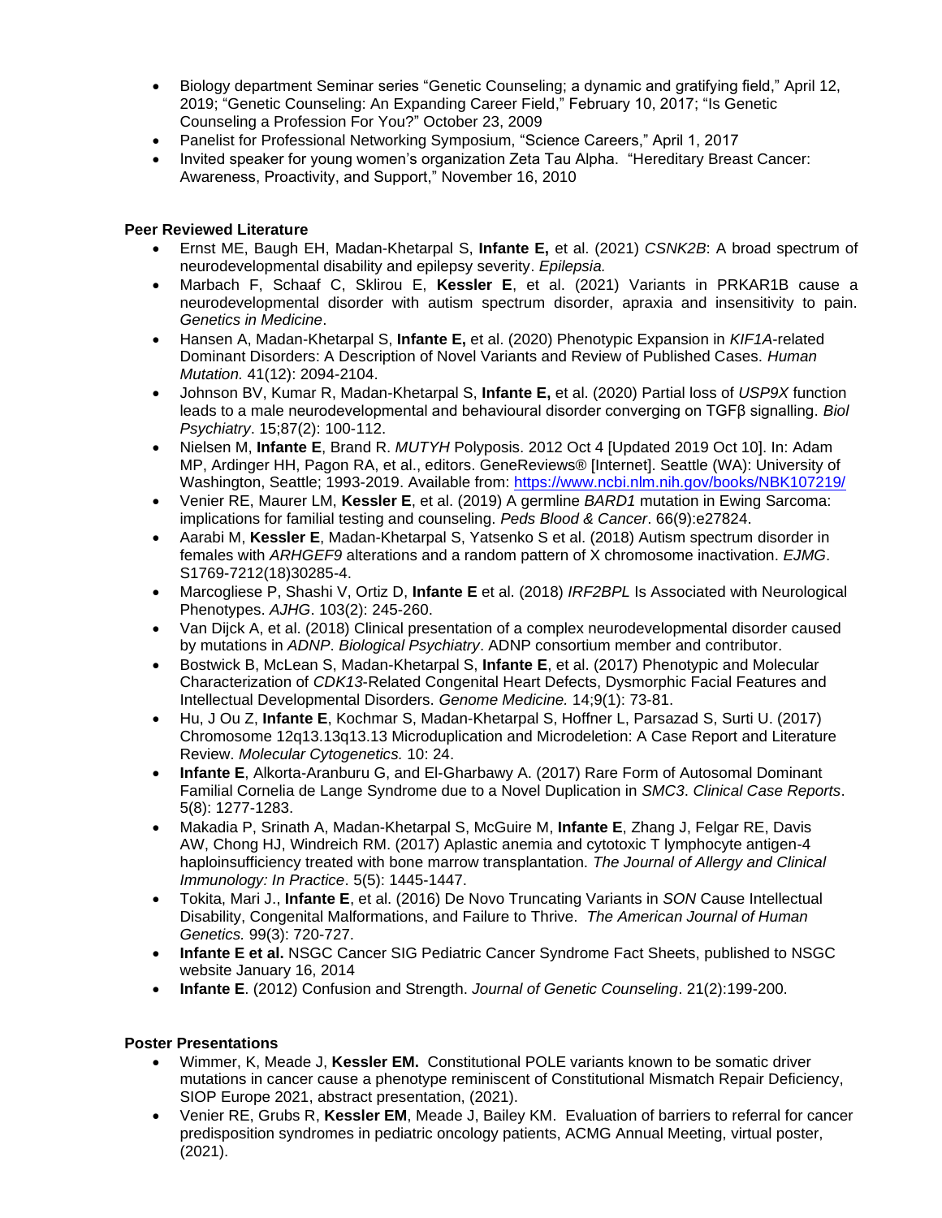- Biology department Seminar series "Genetic Counseling; a dynamic and gratifying field," April 12, 2019; "Genetic Counseling: An Expanding Career Field," February 10, 2017; "Is Genetic Counseling a Profession For You?" October 23, 2009
- Panelist for Professional Networking Symposium, "Science Careers," April 1, 2017
- Invited speaker for young women's organization Zeta Tau Alpha. "Hereditary Breast Cancer: Awareness, Proactivity, and Support," November 16, 2010

**Peer Reviewed Literature**

- Ernst ME, Baugh EH, Madan-Khetarpal S, **Infante E,** et al. (2021) *CSNK2B*: A broad spectrum of neurodevelopmental disability and epilepsy severity. *Epilepsia.*
- Marbach F, Schaaf C, Sklirou E, **Kessler E**, et al. (2021) Variants in PRKAR1B cause a neurodevelopmental disorder with autism spectrum disorder, apraxia and insensitivity to pain. *Genetics in Medicine*.
- Hansen A, Madan-Khetarpal S, **Infante E,** et al. (2020) Phenotypic Expansion in *KIF1A*-related Dominant Disorders: A Description of Novel Variants and Review of Published Cases. *Human Mutation.* 41(12): 2094-2104.
- Johnson BV, Kumar R, Madan-Khetarpal S, **Infante E,** et al. (2020) Partial loss of *USP9X* function leads to a male neurodevelopmental and behavioural disorder converging on TGFβ signalling. *Biol Psychiatry*. 15;87(2): 100-112.
- Nielsen M, **Infante E**, Brand R. *MUTYH* Polyposis. 2012 Oct 4 [Updated 2019 Oct 10]. In: Adam MP, Ardinger HH, Pagon RA, et al., editors. GeneReviews® [Internet]. Seattle (WA): University of Washington, Seattle; 1993-2019. Available from: https://www.ncbi.nlm.nih.gov/books/NBK107219/
- Venier RE, Maurer LM, **Kessler E**, et al. (2019) A germline *BARD1* mutation in Ewing Sarcoma: implications for familial testing and counseling. *Peds Blood & Cancer*. 66(9):e27824.
- Aarabi M, **Kessler E**, Madan-Khetarpal S, Yatsenko S et al. (2018) Autism spectrum disorder in females with *ARHGEF9* alterations and a random pattern of X chromosome inactivation. *EJMG*. S1769-7212(18)30285-4.
- Marcogliese P, Shashi V, Ortiz D, **Infante E** et al. (2018) *IRF2BPL* Is Associated with Neurological Phenotypes. *AJHG*. 103(2): 245-260.
- Van Dijck A, et al. (2018) Clinical presentation of a complex neurodevelopmental disorder caused by mutations in *ADNP*. *Biological Psychiatry*. ADNP consortium member and contributor.
- Bostwick B, McLean S, Madan-Khetarpal S, **Infante E**, et al. (2017) Phenotypic and Molecular Characterization of *CDK13*-Related Congenital Heart Defects, Dysmorphic Facial Features and Intellectual Developmental Disorders. *Genome Medicine.* 14;9(1): 73-81.
- Hu, J Ou Z, **Infante E**, Kochmar S, Madan-Khetarpal S, Hoffner L, Parsazad S, Surti U. (2017) Chromosome 12q13.13q13.13 Microduplication and Microdeletion: A Case Report and Literature Review. *Molecular Cytogenetics.* 10: 24.
- **Infante E**, Alkorta-Aranburu G, and El-Gharbawy A. (2017) Rare Form of Autosomal Dominant Familial Cornelia de Lange Syndrome due to a Novel Duplication in *SMC3*. *Clinical Case Reports*. 5(8): 1277-1283.
- Makadia P, Srinath A, Madan-Khetarpal S, McGuire M, **Infante E**, Zhang J, Felgar RE, Davis AW, Chong HJ, Windreich RM. (2017) Aplastic anemia and cytotoxic T lymphocyte antigen-4 haploinsufficiency treated with bone marrow transplantation. *The Journal of Allergy and Clinical Immunology: In Practice*. 5(5): 1445-1447.
- Tokita, Mari J., **Infante E**, et al. (2016) De Novo Truncating Variants in *SON* Cause Intellectual Disability, Congenital Malformations, and Failure to Thrive. *The American Journal of Human Genetics.* 99(3): 720-727.
- **Infante E et al.** NSGC Cancer SIG Pediatric Cancer Syndrome Fact Sheets, published to NSGC website January 16, 2014
- **Infante E**. (2012) Confusion and Strength. *Journal of Genetic Counseling*. 21(2):199-200.

**Poster Presentations**

- Wimmer, K, Meade J, **Kessler EM.** Constitutional POLE variants known to be somatic driver mutations in cancer cause a phenotype reminiscent of Constitutional Mismatch Repair Deficiency, SIOP Europe 2021, abstract presentation, (2021).
- Venier RE, Grubs R, **Kessler EM**, Meade J, Bailey KM. Evaluation of barriers to referral for cancer predisposition syndromes in pediatric oncology patients, ACMG Annual Meeting, virtual poster, (2021).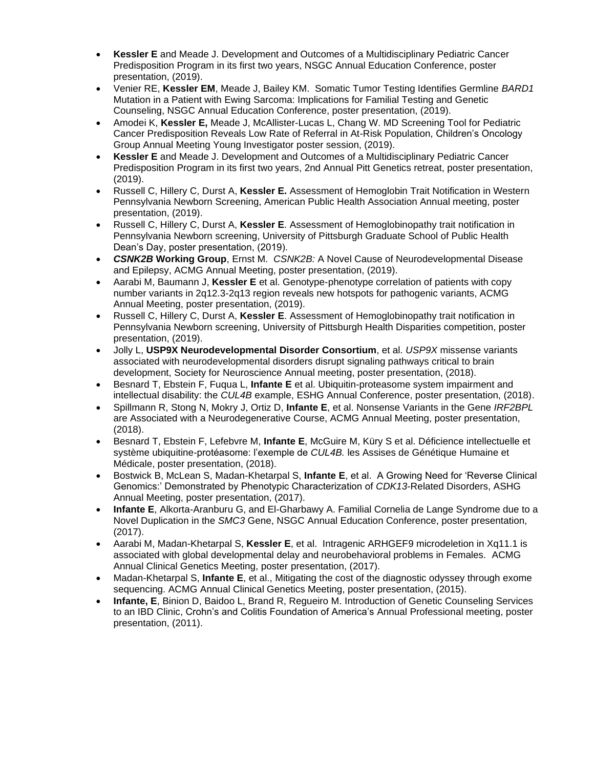- **Kessler E** and Meade J. Development and Outcomes of a Multidisciplinary Pediatric Cancer Predisposition Program in its first two years, NSGC Annual Education Conference, poster presentation, (2019).
- Venier RE, **Kessler EM**, Meade J, Bailey KM. Somatic Tumor Testing Identifies Germline *BARD1* Mutation in a Patient with Ewing Sarcoma: Implications for Familial Testing and Genetic Counseling, NSGC Annual Education Conference, poster presentation, (2019).
- Amodei K, **Kessler E,** Meade J, McAllister-Lucas L, Chang W. MD Screening Tool for Pediatric Cancer Predisposition Reveals Low Rate of Referral in At-Risk Population, Children's Oncology Group Annual Meeting Young Investigator poster session, (2019).
- **Kessler E** and Meade J. Development and Outcomes of a Multidisciplinary Pediatric Cancer Predisposition Program in its first two years, 2nd Annual Pitt Genetics retreat, poster presentation, (2019).
- Russell C, Hillery C, Durst A, **Kessler E.** Assessment of Hemoglobin Trait Notification in Western Pennsylvania Newborn Screening, American Public Health Association Annual meeting, poster presentation, (2019).
- Russell C, Hillery C, Durst A, **Kessler E**. Assessment of Hemoglobinopathy trait notification in Pennsylvania Newborn screening, University of Pittsburgh Graduate School of Public Health Dean's Day, poster presentation, (2019).
- ***CSNK2B* Working Group**, Ernst M. *CSNK2B:* A Novel Cause of Neurodevelopmental Disease and Epilepsy, ACMG Annual Meeting, poster presentation, (2019).
- Aarabi M, Baumann J, **Kessler E** et al. Genotype-phenotype correlation of patients with copy number variants in 2q12.3-2q13 region reveals new hotspots for pathogenic variants, ACMG Annual Meeting, poster presentation, (2019).
- Russell C, Hillery C, Durst A, **Kessler E**. Assessment of Hemoglobinopathy trait notification in Pennsylvania Newborn screening, University of Pittsburgh Health Disparities competition, poster presentation, (2019).
- Jolly L, **USP9X Neurodevelopmental Disorder Consortium**, et al. *USP9X* missense variants associated with neurodevelopmental disorders disrupt signaling pathways critical to brain development, Society for Neuroscience Annual meeting, poster presentation, (2018).
- Besnard T, Ebstein F, Fuqua L, **Infante E** et al. Ubiquitin-proteasome system impairment and intellectual disability: the *CUL4B* example, ESHG Annual Conference, poster presentation, (2018).
- Spillmann R, Stong N, Mokry J, Ortiz D, **Infante E**, et al. Nonsense Variants in the Gene *IRF2BPL* are Associated with a Neurodegenerative Course, ACMG Annual Meeting, poster presentation, (2018).
- Besnard T, Ebstein F, Lefebvre M, **Infante E**, McGuire M, Küry S et al. Déficience intellectuelle et système ubiquitine-protéasome: l'exemple de *CUL4B.* les Assises de Génétique Humaine et Médicale, poster presentation, (2018).
- Bostwick B, McLean S, Madan-Khetarpal S, **Infante E**, et al. A Growing Need for 'Reverse Clinical Genomics:' Demonstrated by Phenotypic Characterization of *CDK13*-Related Disorders, ASHG Annual Meeting, poster presentation, (2017).
- **Infante E**, Alkorta-Aranburu G, and El-Gharbawy A. Familial Cornelia de Lange Syndrome due to a Novel Duplication in the *SMC3* Gene, NSGC Annual Education Conference, poster presentation, (2017).
- Aarabi M, Madan-Khetarpal S, **Kessler E**, et al. Intragenic ARHGEF9 microdeletion in Xq11.1 is associated with global developmental delay and neurobehavioral problems in Females. ACMG Annual Clinical Genetics Meeting, poster presentation, (2017).
- Madan-Khetarpal S, **Infante E**, et al., Mitigating the cost of the diagnostic odyssey through exome sequencing. ACMG Annual Clinical Genetics Meeting, poster presentation, (2015).
- **Infante, E**, Binion D, Baidoo L, Brand R, Regueiro M. Introduction of Genetic Counseling Services to an IBD Clinic, Crohn's and Colitis Foundation of America's Annual Professional meeting, poster presentation, (2011).